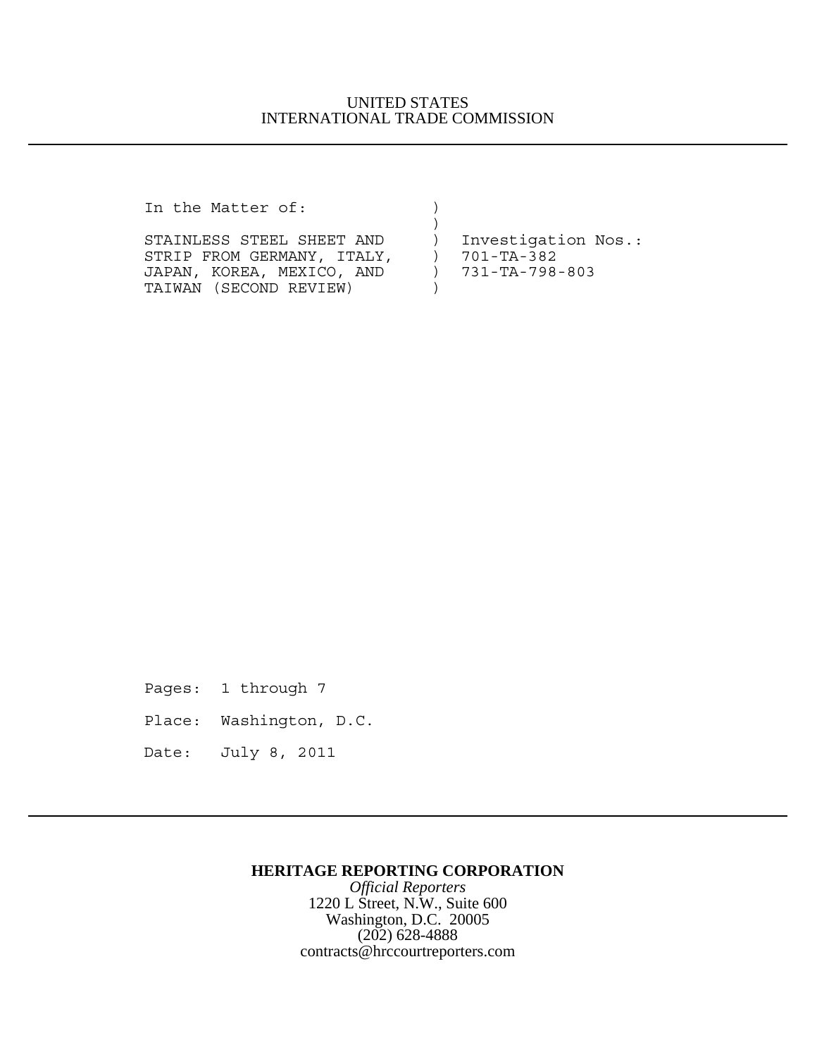UNITED STATES
INTERNATIONAL TRADE COMMISSION

---

```
In the Matter of:             )
                              )
STAINLESS STEEL SHEET AND     )  Investigation Nos.:
STRIP FROM GERMANY, ITALY,    )  701-TA-382
JAPAN, KOREA, MEXICO, AND     )  731-TA-798-803
TAIWAN (SECOND REVIEW)        )
```

Pages: 1 through 7

Place: Washington, D.C.

Date: July 8, 2011

---

**HERITAGE REPORTING CORPORATION**

*Official Reporters*

1220 L Street, N.W., Suite 600

Washington, D.C. 20005

(202) 628-4888

contracts@hrccourtreporters.com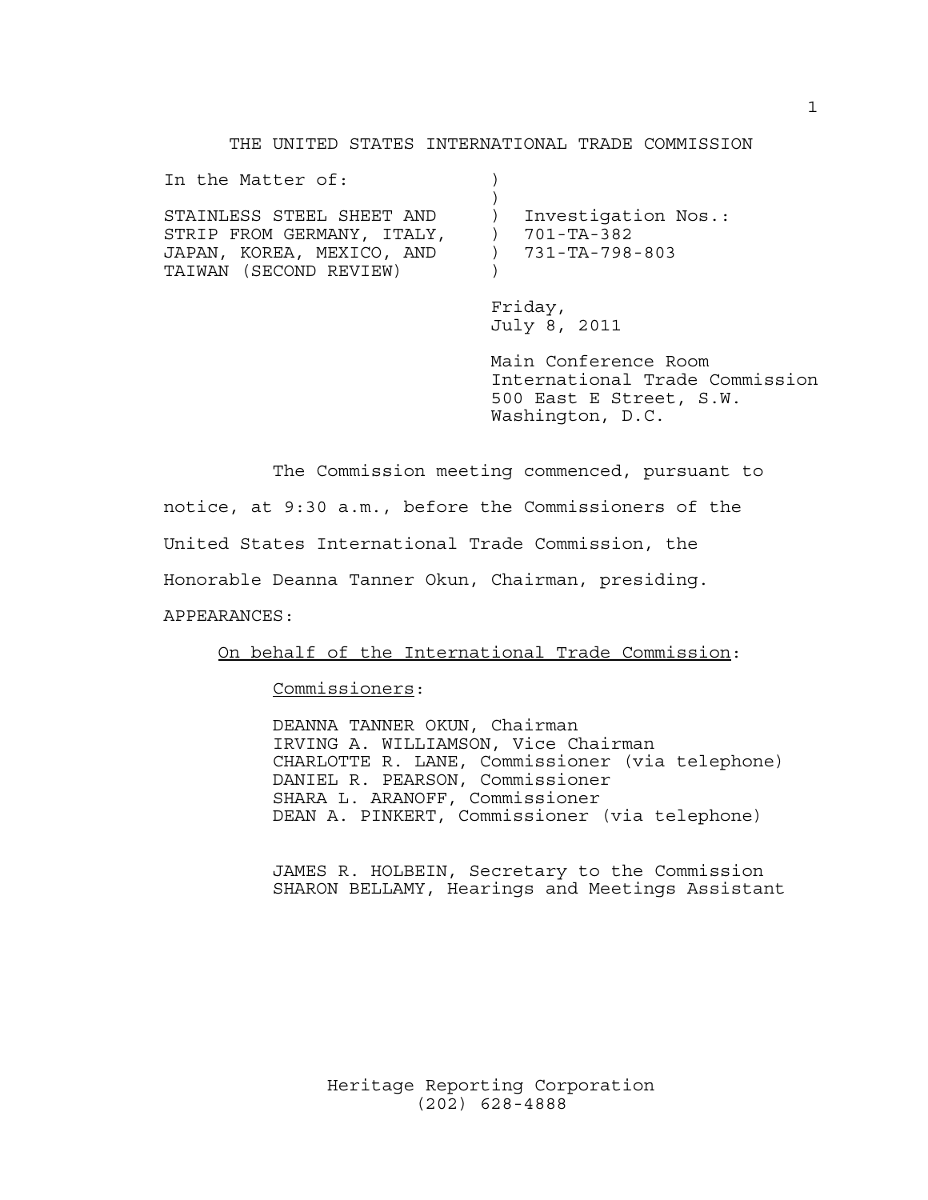THE UNITED STATES INTERNATIONAL TRADE COMMISSION

| | | |
|---|---|---|
| In the Matter of: | ) | |
| | ) | |
| STAINLESS STEEL SHEET AND | ) | Investigation Nos.: |
| STRIP FROM GERMANY, ITALY, | ) | 701-TA-382 |
| JAPAN, KOREA, MEXICO, AND | ) | 731-TA-798-803 |
| TAIWAN (SECOND REVIEW) | ) | |

Friday,
July 8, 2011

Main Conference Room
International Trade Commission
500 East E Street, S.W.
Washington, D.C.

The Commission meeting commenced, pursuant to notice, at 9:30 a.m., before the Commissioners of the United States International Trade Commission, the Honorable Deanna Tanner Okun, Chairman, presiding.

APPEARANCES:

On behalf of the International Trade Commission:

Commissioners:

DEANNA TANNER OKUN, Chairman
IRVING A. WILLIAMSON, Vice Chairman
CHARLOTTE R. LANE, Commissioner (via telephone)
DANIEL R. PEARSON, Commissioner
SHARA L. ARANOFF, Commissioner
DEAN A. PINKERT, Commissioner (via telephone)

JAMES R. HOLBEIN, Secretary to the Commission
SHARON BELLAMY, Hearings and Meetings Assistant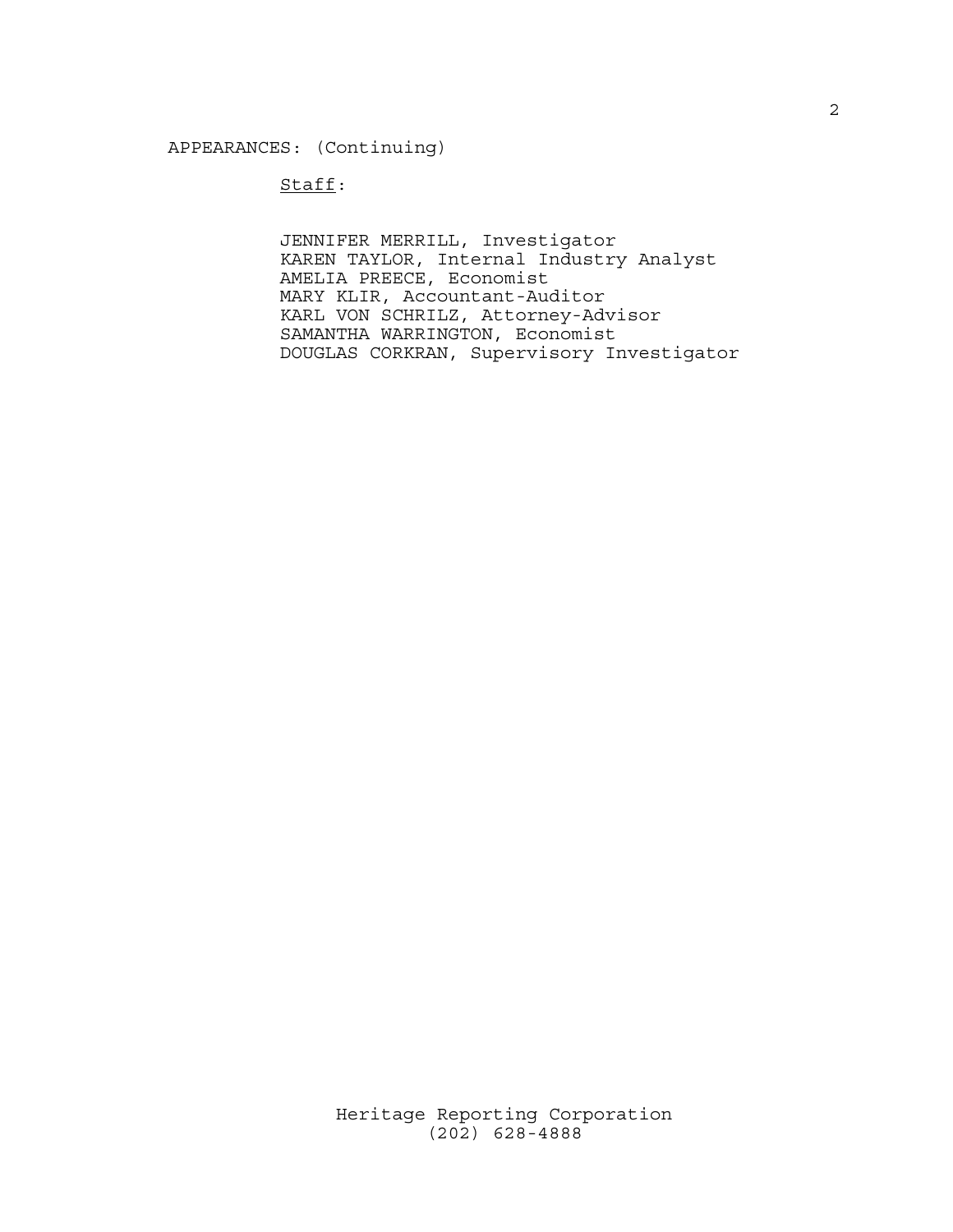APPEARANCES: (Continuing)

Staff:

JENNIFER MERRILL, Investigator
KAREN TAYLOR, Internal Industry Analyst
AMELIA PREECE, Economist
MARY KLIR, Accountant-Auditor
KARL VON SCHRILZ, Attorney-Advisor
SAMANTHA WARRINGTON, Economist
DOUGLAS CORKRAN, Supervisory Investigator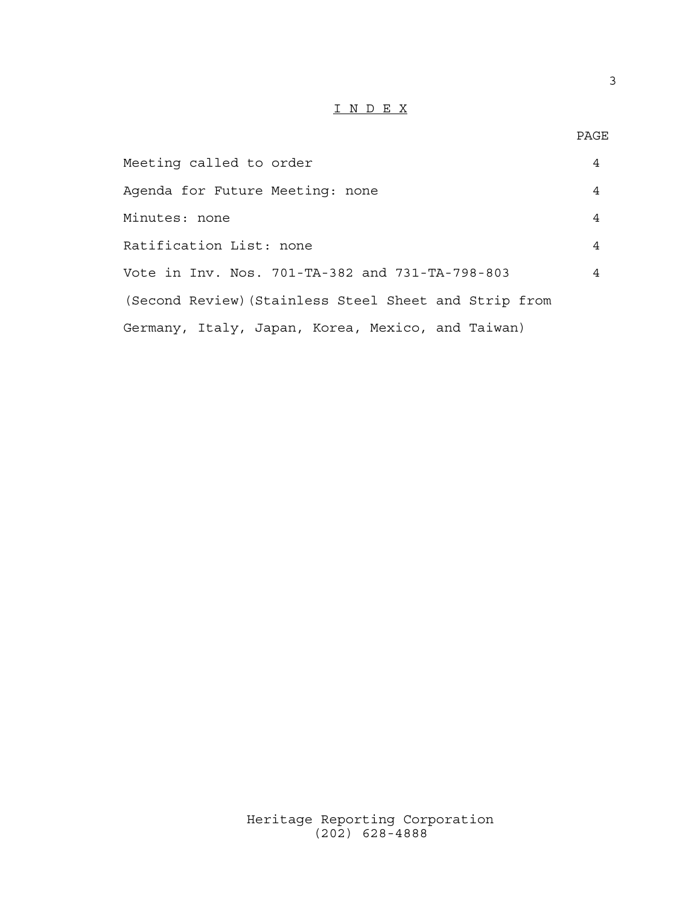# I N D E X

| | PAGE |
|---|---|
| Meeting called to order | 4 |
| Agenda for Future Meeting: none | 4 |
| Minutes: none | 4 |
| Ratification List: none | 4 |
| Vote in Inv. Nos. 701-TA-382 and 731-TA-798-803 (Second Review)(Stainless Steel Sheet and Strip from Germany, Italy, Japan, Korea, Mexico, and Taiwan) | 4 |

Heritage Reporting Corporation
(202) 628-4888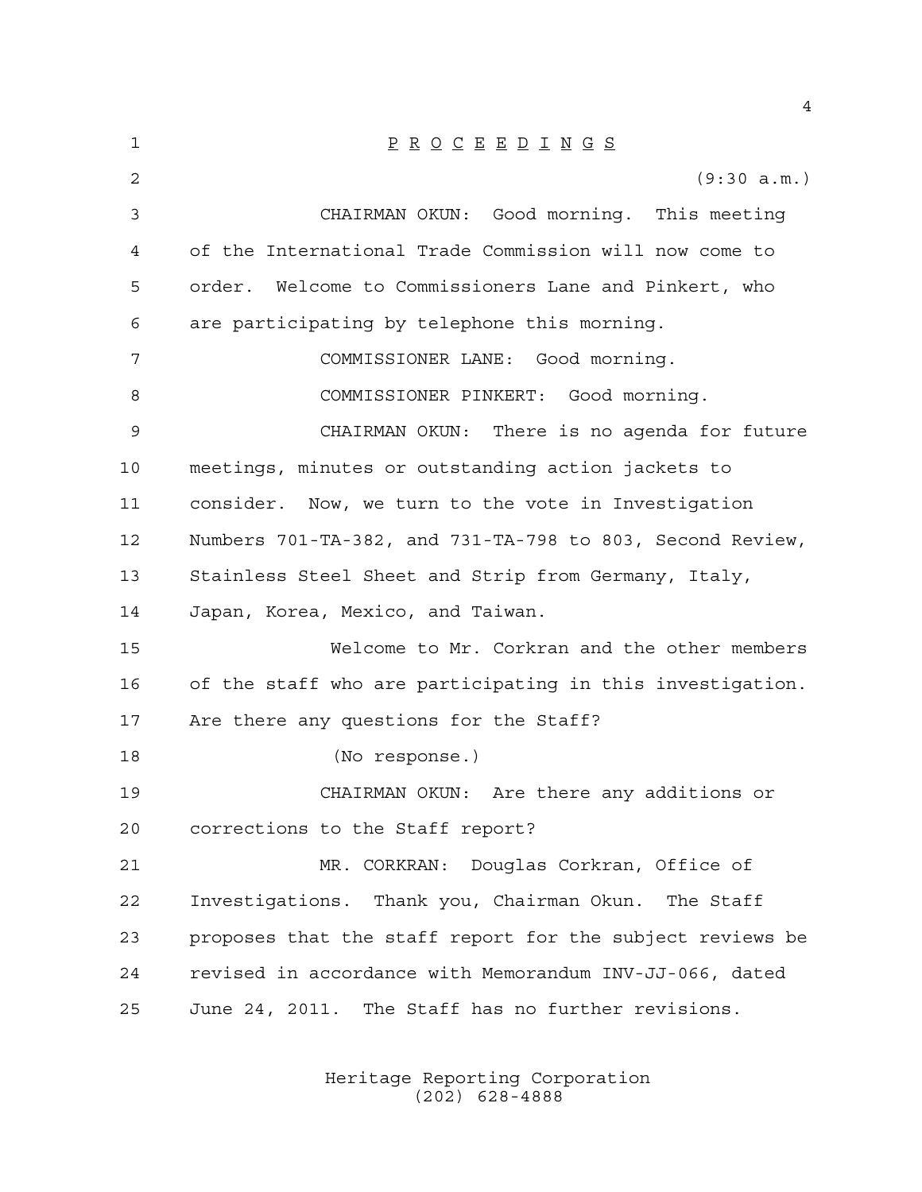P R O C E E D I N G S

(9:30 a.m.)

CHAIRMAN OKUN: Good morning. This meeting of the International Trade Commission will now come to order. Welcome to Commissioners Lane and Pinkert, who are participating by telephone this morning.

COMMISSIONER LANE: Good morning.

COMMISSIONER PINKERT: Good morning.

CHAIRMAN OKUN: There is no agenda for future meetings, minutes or outstanding action jackets to consider. Now, we turn to the vote in Investigation Numbers 701-TA-382, and 731-TA-798 to 803, Second Review, Stainless Steel Sheet and Strip from Germany, Italy, Japan, Korea, Mexico, and Taiwan.

Welcome to Mr. Corkran and the other members of the staff who are participating in this investigation. Are there any questions for the Staff?

(No response.)

CHAIRMAN OKUN: Are there any additions or corrections to the Staff report?

MR. CORKRAN: Douglas Corkran, Office of Investigations. Thank you, Chairman Okun. The Staff proposes that the staff report for the subject reviews be revised in accordance with Memorandum INV-JJ-066, dated June 24, 2011. The Staff has no further revisions.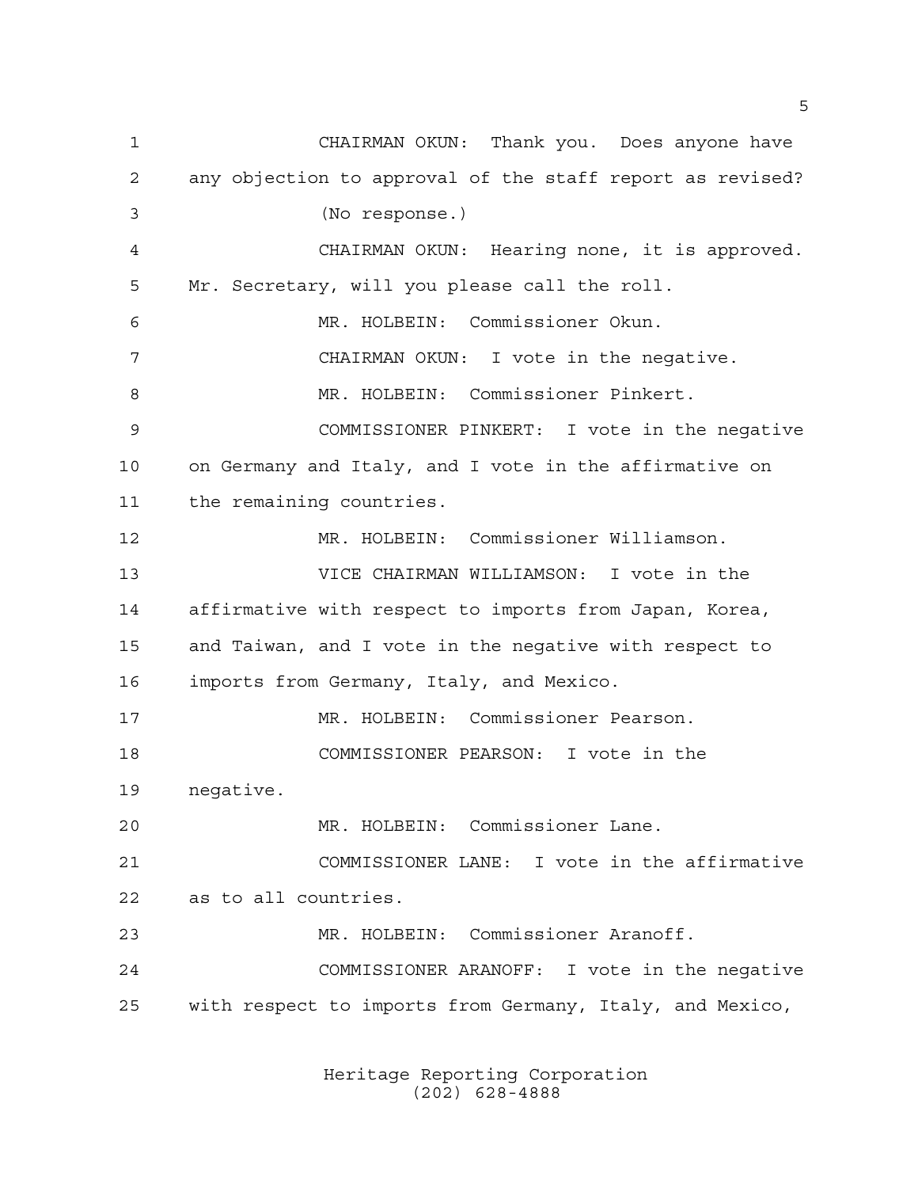CHAIRMAN OKUN: Thank you. Does anyone have any objection to approval of the staff report as revised?

(No response.)

CHAIRMAN OKUN: Hearing none, it is approved. Mr. Secretary, will you please call the roll.

MR. HOLBEIN: Commissioner Okun.

CHAIRMAN OKUN: I vote in the negative.

MR. HOLBEIN: Commissioner Pinkert.

COMMISSIONER PINKERT: I vote in the negative on Germany and Italy, and I vote in the affirmative on the remaining countries.

MR. HOLBEIN: Commissioner Williamson.

VICE CHAIRMAN WILLIAMSON: I vote in the affirmative with respect to imports from Japan, Korea, and Taiwan, and I vote in the negative with respect to imports from Germany, Italy, and Mexico.

MR. HOLBEIN: Commissioner Pearson.

COMMISSIONER PEARSON: I vote in the negative.

MR. HOLBEIN: Commissioner Lane.

COMMISSIONER LANE: I vote in the affirmative as to all countries.

MR. HOLBEIN: Commissioner Aranoff.

COMMISSIONER ARANOFF: I vote in the negative with respect to imports from Germany, Italy, and Mexico,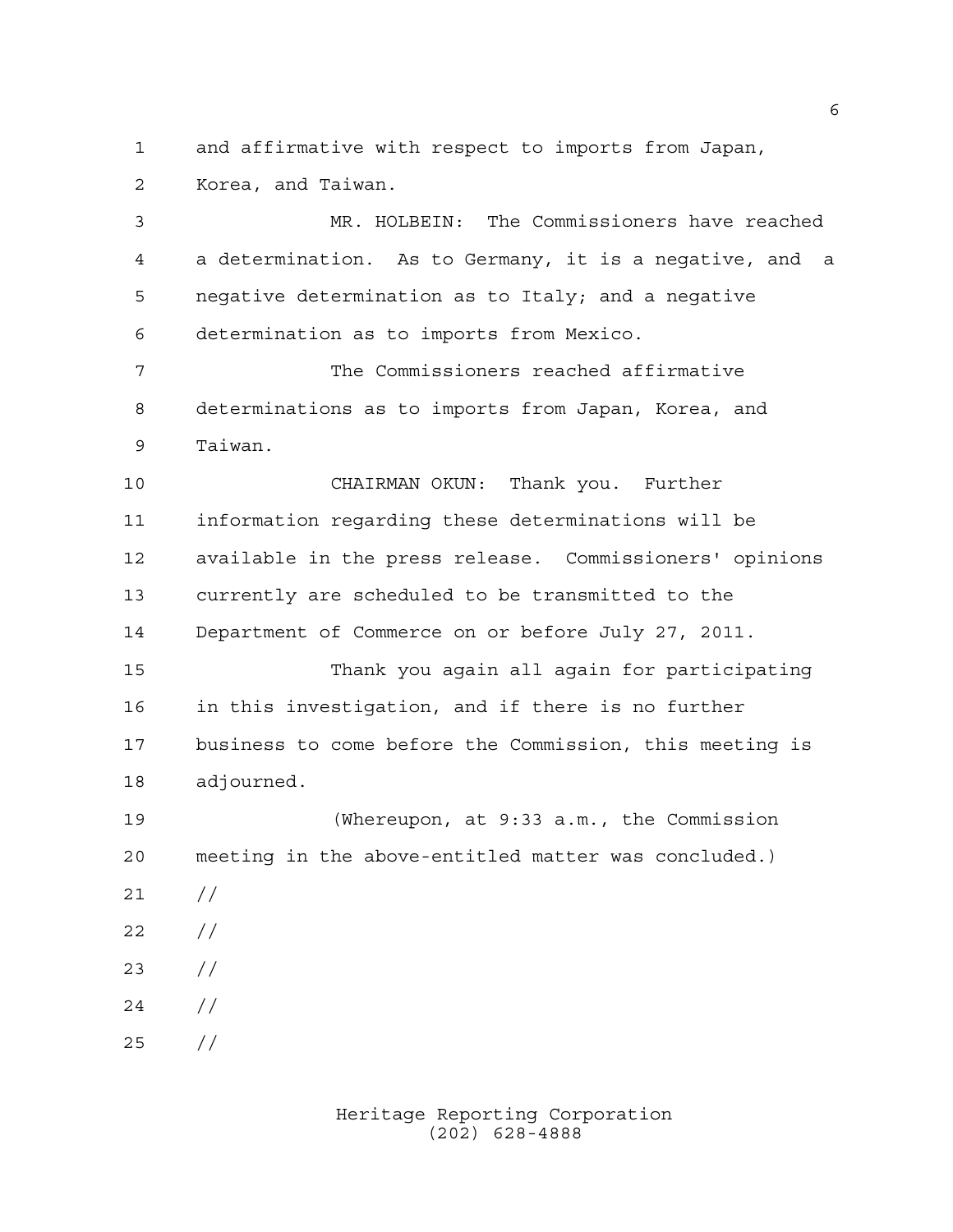and affirmative with respect to imports from Japan, Korea, and Taiwan.

MR. HOLBEIN: The Commissioners have reached a determination. As to Germany, it is a negative, and a negative determination as to Italy; and a negative determination as to imports from Mexico.

The Commissioners reached affirmative determinations as to imports from Japan, Korea, and Taiwan.

CHAIRMAN OKUN: Thank you. Further information regarding these determinations will be available in the press release. Commissioners' opinions currently are scheduled to be transmitted to the Department of Commerce on or before July 27, 2011.

Thank you again all again for participating in this investigation, and if there is no further business to come before the Commission, this meeting is adjourned.

(Whereupon, at 9:33 a.m., the Commission meeting in the above-entitled matter was concluded.)

//

//

//

//

//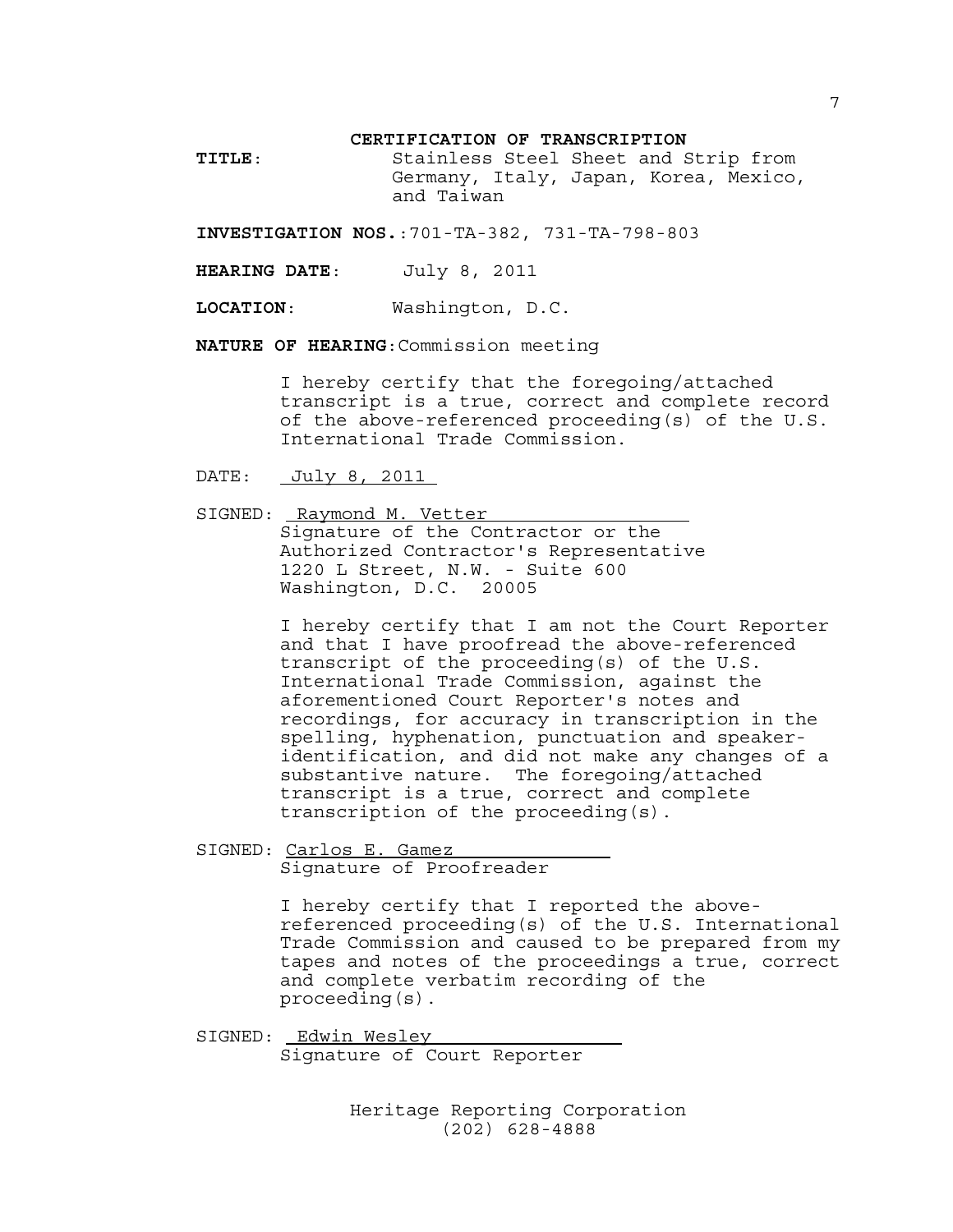## CERTIFICATION OF TRANSCRIPTION

**TITLE**: Stainless Steel Sheet and Strip from Germany, Italy, Japan, Korea, Mexico, and Taiwan

**INVESTIGATION NOS.**: 701-TA-382, 731-TA-798-803

**HEARING DATE**: July 8, 2011

**LOCATION**: Washington, D.C.

**NATURE OF HEARING**: Commission meeting

I hereby certify that the foregoing/attached transcript is a true, correct and complete record of the above-referenced proceeding(s) of the U.S. International Trade Commission.

DATE: July 8, 2011

SIGNED: Raymond M. Vetter
Signature of the Contractor or the Authorized Contractor's Representative
1220 L Street, N.W. - Suite 600
Washington, D.C. 20005

I hereby certify that I am not the Court Reporter and that I have proofread the above-referenced transcript of the proceeding(s) of the U.S. International Trade Commission, against the aforementioned Court Reporter's notes and recordings, for accuracy in transcription in the spelling, hyphenation, punctuation and speaker-identification, and did not make any changes of a substantive nature. The foregoing/attached transcript is a true, correct and complete transcription of the proceeding(s).

SIGNED: Carlos E. Gamez
Signature of Proofreader

I hereby certify that I reported the above-referenced proceeding(s) of the U.S. International Trade Commission and caused to be prepared from my tapes and notes of the proceedings a true, correct and complete verbatim recording of the proceeding(s).

SIGNED: Edwin Wesley
Signature of Court Reporter